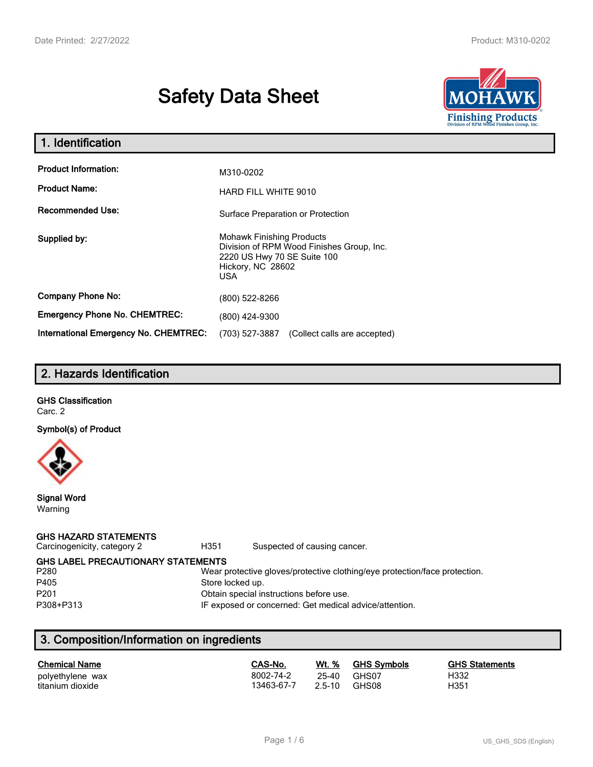# Safety Data Sheet

## 1. Identification

| | |
|---|---|
| **Product Information:** | M310-0202 |
| **Product Name:** | HARD FILL WHITE 9010 |
| **Recommended Use:** | Surface Preparation or Protection |
| **Supplied by:** | Mohawk Finishing Products<br>Division of RPM Wood Finishes Group, Inc.<br>2220 US Hwy 70 SE Suite 100<br>Hickory, NC 28602<br>USA |
| **Company Phone No:** | (800) 522-8266 |
| **Emergency Phone No. CHEMTREC:** | (800) 424-9300 |
| **International Emergency No. CHEMTREC:** | (703) 527-3887 (Collect calls are accepted) |

## 2. Hazards Identification

**GHS Classification**

Carc. 2

**Symbol(s) of Product**

**Signal Word**

Warning

**GHS HAZARD STATEMENTS**

| | | |
|---|---|---|
| Carcinogenicity, category 2 | H351 | Suspected of causing cancer. |

**GHS LABEL PRECAUTIONARY STATEMENTS**

| | |
|---|---|
| P280 | Wear protective gloves/protective clothing/eye protection/face protection. |
| P405 | Store locked up. |
| P201 | Obtain special instructions before use. |
| P308+P313 | IF exposed or concerned: Get medical advice/attention. |

## 3. Composition/Information on ingredients

| Chemical Name | CAS-No. | Wt. % | GHS Symbols | GHS Statements |
|---|---|---|---|---|
| polyethylene wax | 8002-74-2 | 25-40 | GHS07 | H332 |
| titanium dioxide | 13463-67-7 | 2.5-10 | GHS08 | H351 |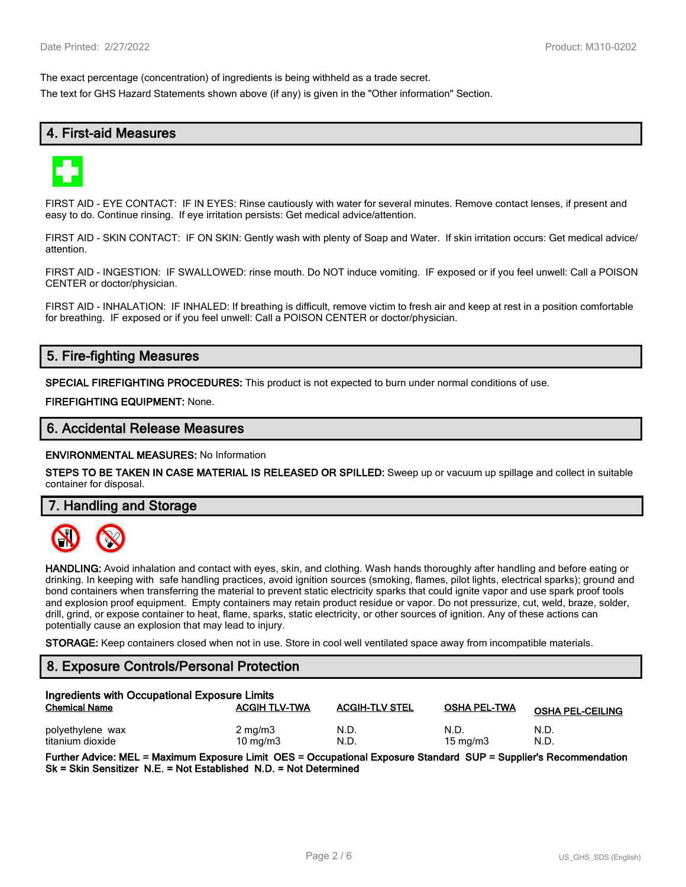The exact percentage (concentration) of ingredients is being withheld as a trade secret.

The text for GHS Hazard Statements shown above (if any) is given in the "Other information" Section.

## 4. First-aid Measures

FIRST AID - EYE CONTACT: IF IN EYES: Rinse cautiously with water for several minutes. Remove contact lenses, if present and easy to do. Continue rinsing. If eye irritation persists: Get medical advice/attention.

FIRST AID - SKIN CONTACT: IF ON SKIN: Gently wash with plenty of Soap and Water. If skin irritation occurs: Get medical advice/ attention.

FIRST AID - INGESTION: IF SWALLOWED: rinse mouth. Do NOT induce vomiting. IF exposed or if you feel unwell: Call a POISON CENTER or doctor/physician.

FIRST AID - INHALATION: IF INHALED: If breathing is difficult, remove victim to fresh air and keep at rest in a position comfortable for breathing. IF exposed or if you feel unwell: Call a POISON CENTER or doctor/physician.

## 5. Fire-fighting Measures

**SPECIAL FIREFIGHTING PROCEDURES:** This product is not expected to burn under normal conditions of use.

**FIREFIGHTING EQUIPMENT:** None.

## 6. Accidental Release Measures

**ENVIRONMENTAL MEASURES:** No Information

**STEPS TO BE TAKEN IN CASE MATERIAL IS RELEASED OR SPILLED:** Sweep up or vacuum up spillage and collect in suitable container for disposal.

## 7. Handling and Storage

**HANDLING:** Avoid inhalation and contact with eyes, skin, and clothing. Wash hands thoroughly after handling and before eating or drinking. In keeping with safe handling practices, avoid ignition sources (smoking, flames, pilot lights, electrical sparks); ground and bond containers when transferring the material to prevent static electricity sparks that could ignite vapor and use spark proof tools and explosion proof equipment. Empty containers may retain product residue or vapor. Do not pressurize, cut, weld, braze, solder, drill, grind, or expose container to heat, flame, sparks, static electricity, or other sources of ignition. Any of these actions can potentially cause an explosion that may lead to injury.

**STORAGE:** Keep containers closed when not in use. Store in cool well ventilated space away from incompatible materials.

## 8. Exposure Controls/Personal Protection

**Ingredients with Occupational Exposure Limits**

| Chemical Name | ACGIH TLV-TWA | ACGIH-TLV STEL | OSHA PEL-TWA | OSHA PEL-CEILING |
|---|---|---|---|---|
| polyethylene wax | 2 mg/m3 | N.D. | N.D. | N.D. |
| titanium dioxide | 10 mg/m3 | N.D. | 15 mg/m3 | N.D. |

**Further Advice: MEL = Maximum Exposure Limit OES = Occupational Exposure Standard SUP = Supplier's Recommendation Sk = Skin Sensitizer N.E. = Not Established N.D. = Not Determined**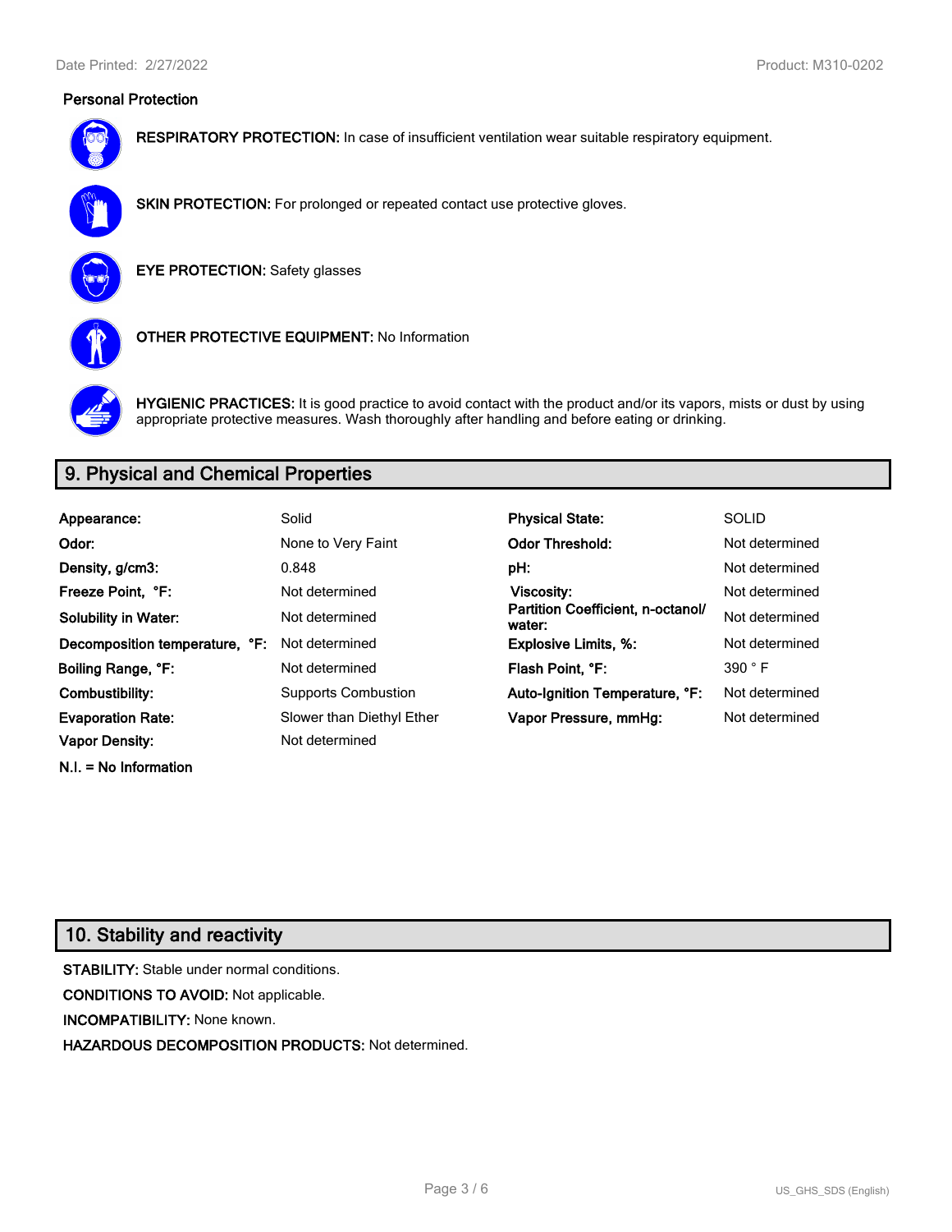### Personal Protection

**RESPIRATORY PROTECTION:** In case of insufficient ventilation wear suitable respiratory equipment.

**SKIN PROTECTION:** For prolonged or repeated contact use protective gloves.

**EYE PROTECTION:** Safety glasses

**OTHER PROTECTIVE EQUIPMENT:** No Information

**HYGIENIC PRACTICES:** It is good practice to avoid contact with the product and/or its vapors, mists or dust by using appropriate protective measures. Wash thoroughly after handling and before eating or drinking.

## 9. Physical and Chemical Properties

| | | | |
|---|---|---|---|
| **Appearance:** | Solid | **Physical State:** | SOLID |
| **Odor:** | None to Very Faint | **Odor Threshold:** | Not determined |
| **Density, g/cm3:** | 0.848 | **pH:** | Not determined |
| **Freeze Point, °F:** | Not determined | **Viscosity:** | Not determined |
| **Solubility in Water:** | Not determined | **Partition Coefficient, n-octanol/ water:** | Not determined |
| **Decomposition temperature, °F:** | Not determined | **Explosive Limits, %:** | Not determined |
| **Boiling Range, °F:** | Not determined | **Flash Point, °F:** | 390 ° F |
| **Combustibility:** | Supports Combustion | **Auto-Ignition Temperature, °F:** | Not determined |
| **Evaporation Rate:** | Slower than Diethyl Ether | **Vapor Pressure, mmHg:** | Not determined |
| **Vapor Density:** | Not determined | | |

**N.I. = No Information**

## 10. Stability and reactivity

**STABILITY:** Stable under normal conditions.

**CONDITIONS TO AVOID:** Not applicable.

**INCOMPATIBILITY:** None known.

**HAZARDOUS DECOMPOSITION PRODUCTS:** Not determined.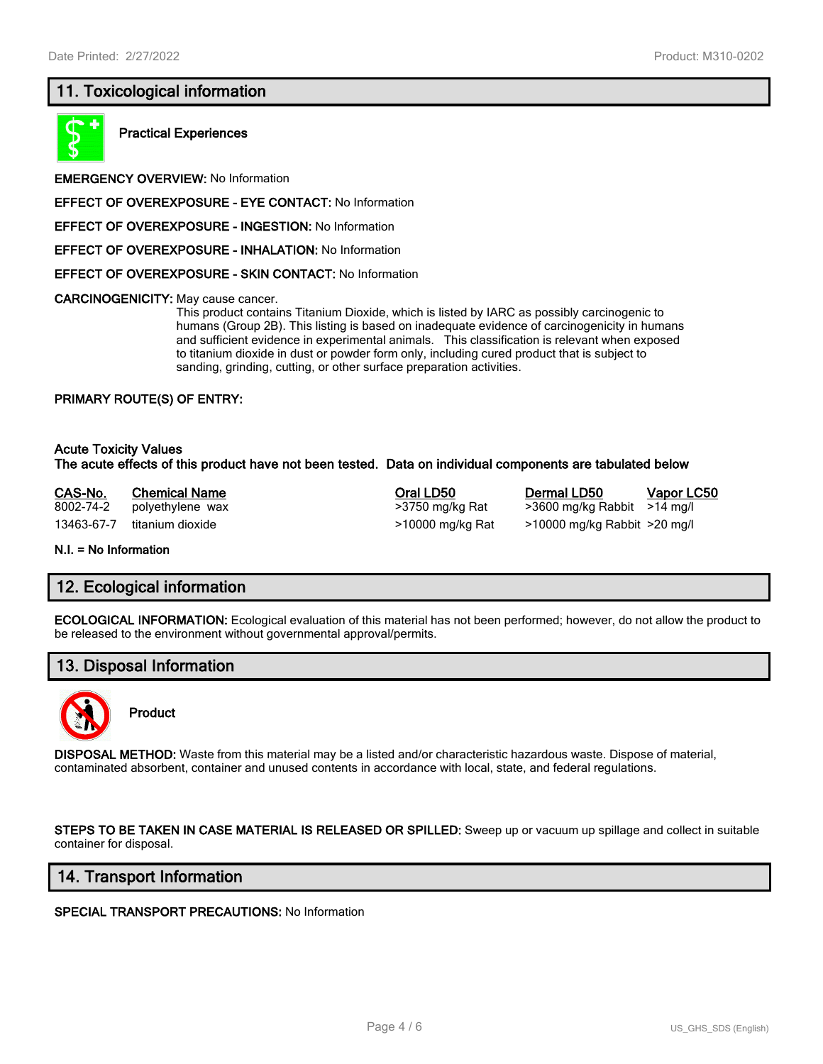## 11. Toxicological information

**Practical Experiences**

**EMERGENCY OVERVIEW:** No Information

**EFFECT OF OVEREXPOSURE - EYE CONTACT:** No Information

**EFFECT OF OVEREXPOSURE - INGESTION:** No Information

**EFFECT OF OVEREXPOSURE - INHALATION:** No Information

**EFFECT OF OVEREXPOSURE - SKIN CONTACT:** No Information

**CARCINOGENICITY:** May cause cancer.
This product contains Titanium Dioxide, which is listed by IARC as possibly carcinogenic to humans (Group 2B). This listing is based on inadequate evidence of carcinogenicity in humans and sufficient evidence in experimental animals. This classification is relevant when exposed to titanium dioxide in dust or powder form only, including cured product that is subject to sanding, grinding, cutting, or other surface preparation activities.

**PRIMARY ROUTE(S) OF ENTRY:**

**Acute Toxicity Values**
**The acute effects of this product have not been tested. Data on individual components are tabulated below**

| CAS-No. | Chemical Name | Oral LD50 | Dermal LD50 | Vapor LC50 |
|---|---|---|---|---|
| 8002-74-2 | polyethylene wax | >3750 mg/kg Rat | >3600 mg/kg Rabbit | >14 mg/l |
| 13463-67-7 | titanium dioxide | >10000 mg/kg Rat | >10000 mg/kg Rabbit | >20 mg/l |

**N.I. = No Information**

## 12. Ecological information

**ECOLOGICAL INFORMATION:** Ecological evaluation of this material has not been performed; however, do not allow the product to be released to the environment without governmental approval/permits.

## 13. Disposal Information

**Product**

**DISPOSAL METHOD:** Waste from this material may be a listed and/or characteristic hazardous waste. Dispose of material, contaminated absorbent, container and unused contents in accordance with local, state, and federal regulations.

**STEPS TO BE TAKEN IN CASE MATERIAL IS RELEASED OR SPILLED:** Sweep up or vacuum up spillage and collect in suitable container for disposal.

## 14. Transport Information

**SPECIAL TRANSPORT PRECAUTIONS:** No Information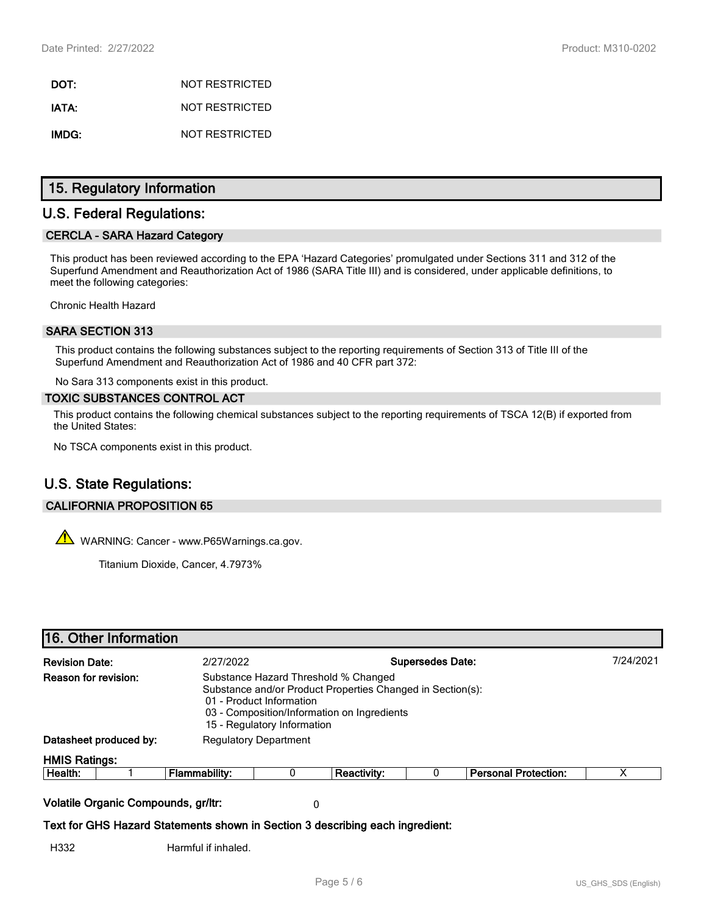| | |
|---|---|
| **DOT:** | NOT RESTRICTED |
| **IATA:** | NOT RESTRICTED |
| **IMDG:** | NOT RESTRICTED |

# 15. Regulatory Information

## U.S. Federal Regulations:

### CERCLA - SARA Hazard Category

This product has been reviewed according to the EPA 'Hazard Categories' promulgated under Sections 311 and 312 of the Superfund Amendment and Reauthorization Act of 1986 (SARA Title III) and is considered, under applicable definitions, to meet the following categories:

Chronic Health Hazard

### SARA SECTION 313

This product contains the following substances subject to the reporting requirements of Section 313 of Title III of the Superfund Amendment and Reauthorization Act of 1986 and 40 CFR part 372:

No Sara 313 components exist in this product.

### TOXIC SUBSTANCES CONTROL ACT

This product contains the following chemical substances subject to the reporting requirements of TSCA 12(B) if exported from the United States:

No TSCA components exist in this product.

## U.S. State Regulations:

### CALIFORNIA PROPOSITION 65

⚠ WARNING: Cancer - www.P65Warnings.ca.gov.

Titanium Dioxide, Cancer, 4.7973%

# 16. Other Information

**Revision Date:** 2/27/2022 **Supersedes Date:** 7/24/2021

**Reason for revision:** Substance Hazard Threshold % Changed
Substance and/or Product Properties Changed in Section(s):
01 - Product Information
03 - Composition/Information on Ingredients
15 - Regulatory Information

**Datasheet produced by:** Regulatory Department

**HMIS Ratings:**

| Health: | 1 | Flammability: | 0 | Reactivity: | 0 | Personal Protection: | X |
|---|---|---|---|---|---|---|---|

**Volatile Organic Compounds, gr/ltr:** 0

**Text for GHS Hazard Statements shown in Section 3 describing each ingredient:**

H332 Harmful if inhaled.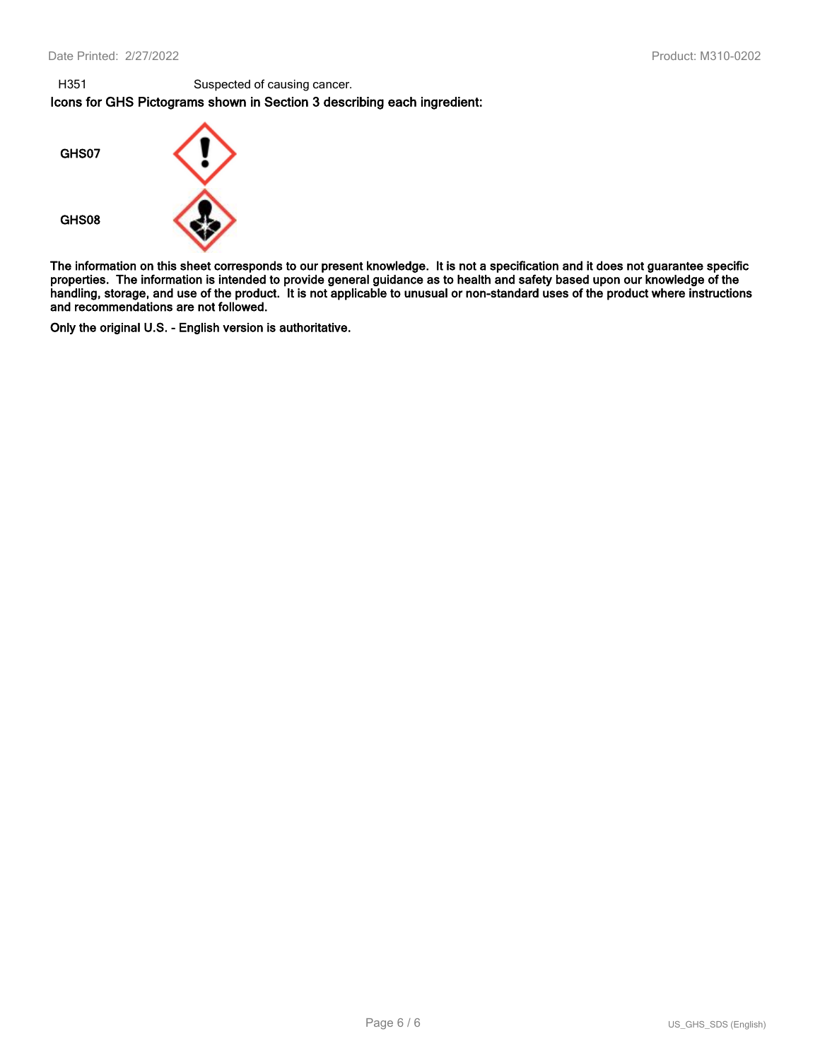| | |
|---|---|
| H351 | Suspected of causing cancer. |

**Icons for GHS Pictograms shown in Section 3 describing each ingredient:**

GHS07

GHS08

**The information on this sheet corresponds to our present knowledge. It is not a specification and it does not guarantee specific properties. The information is intended to provide general guidance as to health and safety based upon our knowledge of the handling, storage, and use of the product. It is not applicable to unusual or non-standard uses of the product where instructions and recommendations are not followed.**

**Only the original U.S. - English version is authoritative.**